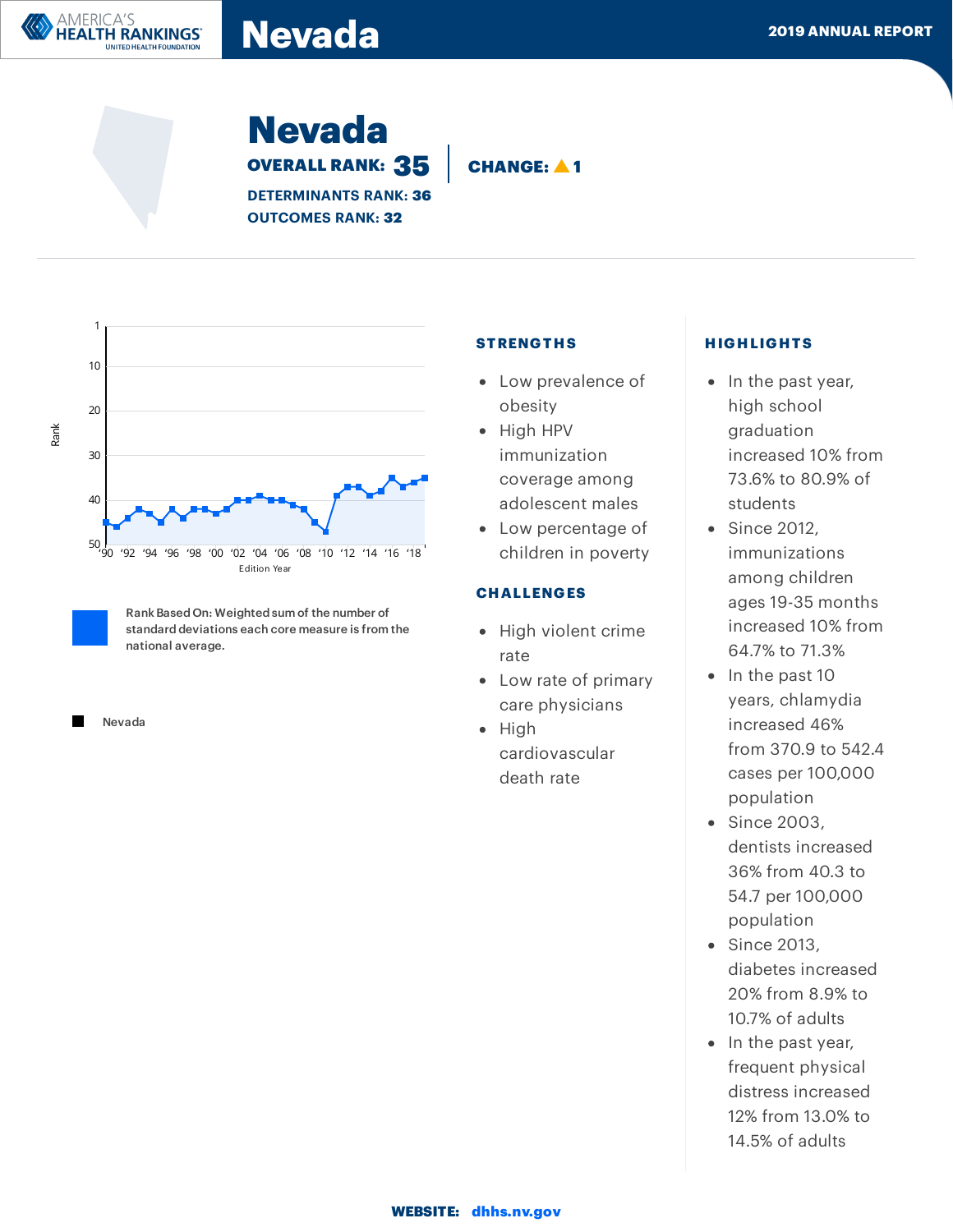# Nevada

**2019 ANNUAL REPORT**

## Nevada

**OVERALL RANK: 35** | **CHANGE: ▲ 1**

**DETERMINANTS RANK: 36**

**OUTCOMES RANK: 32**

Rank Based On: Weighted sum of the number of standard deviations each core measure is from the national average.

Nevada

### STRENGTHS

- Low prevalence of obesity
- High HPV immunization coverage among adolescent males
- Low percentage of children in poverty

### CHALLENGES

- High violent crime rate
- Low rate of primary care physicians
- High cardiovascular death rate

### HIGHLIGHTS

- In the past year, high school graduation increased 10% from 73.6% to 80.9% of students
- Since 2012, immunizations among children ages 19-35 months increased 10% from 64.7% to 71.3%
- In the past 10 years, chlamydia increased 46% from 370.9 to 542.4 cases per 100,000 population
- Since 2003, dentists increased 36% from 40.3 to 54.7 per 100,000 population
- Since 2013, diabetes increased 20% from 8.9% to 10.7% of adults
- In the past year, frequent physical distress increased 12% from 13.0% to 14.5% of adults

**WEBSITE:** dhhs.nv.gov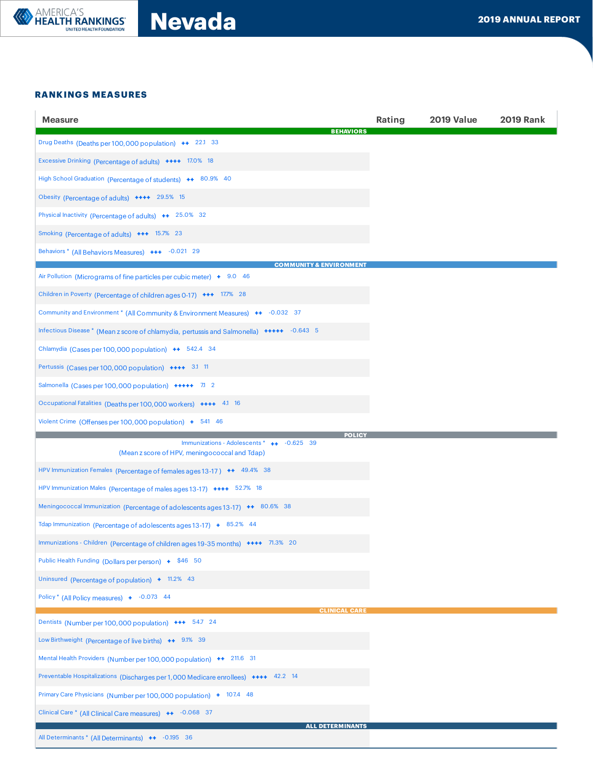# Nevada

2019 ANNUAL REPORT

## RANKINGS MEASURES

| Measure | Rating | 2019 Value | 2019 Rank |
|---|---|---|---|
| **BEHAVIORS** | | | |
| Drug Deaths (Deaths per 100,000 population) | ++ | 22.1 | 33 |
| Excessive Drinking (Percentage of adults) | ++++ | 17.0% | 18 |
| High School Graduation (Percentage of students) | ++ | 80.9% | 40 |
| Obesity (Percentage of adults) | ++++ | 29.5% | 15 |
| Physical Inactivity (Percentage of adults) | ++ | 25.0% | 32 |
| Smoking (Percentage of adults) | +++ | 15.7% | 23 |
| Behaviors * (All Behaviors Measures) | +++ | -0.021 | 29 |
| **COMMUNITY & ENVIRONMENT** | | | |
| Air Pollution (Micrograms of fine particles per cubic meter) | + | 9.0 | 46 |
| Children in Poverty (Percentage of children ages 0-17) | +++ | 17.7% | 28 |
| Community and Environment * (All Community & Environment Measures) | ++ | -0.032 | 37 |
| Infectious Disease * (Mean z score of chlamydia, pertussis and Salmonella) | +++++ | -0.643 | 5 |
| Chlamydia (Cases per 100,000 population) | ++ | 542.4 | 34 |
| Pertussis (Cases per 100,000 population) | ++++ | 3.1 | 11 |
| Salmonella (Cases per 100,000 population) | +++++ | 7.1 | 2 |
| Occupational Fatalities (Deaths per 100,000 workers) | ++++ | 4.1 | 16 |
| Violent Crime (Offenses per 100,000 population) | + | 541 | 46 |
| **POLICY** | | | |
| Immunizations - Adolescents * (Mean z score of HPV, meningococcal and Tdap) | ++ | -0.625 | 39 |
| HPV Immunization Females (Percentage of females ages 13-17) | ++ | 49.4% | 38 |
| HPV Immunization Males (Percentage of males ages 13-17) | ++++ | 52.7% | 18 |
| Meningococcal Immunization (Percentage of adolescents ages 13-17) | ++ | 80.6% | 38 |
| Tdap Immunization (Percentage of adolescents ages 13-17) | + | 85.2% | 44 |
| Immunizations - Children (Percentage of children ages 19-35 months) | ++++ | 71.3% | 20 |
| Public Health Funding (Dollars per person) | + | $46 | 50 |
| Uninsured (Percentage of population) | + | 11.2% | 43 |
| Policy * (All Policy measures) | + | -0.073 | 44 |
| **CLINICAL CARE** | | | |
| Dentists (Number per 100,000 population) | +++ | 54.7 | 24 |
| Low Birthweight (Percentage of live births) | ++ | 9.1% | 39 |
| Mental Health Providers (Number per 100,000 population) | ++ | 211.6 | 31 |
| Preventable Hospitalizations (Discharges per 1,000 Medicare enrollees) | ++++ | 42.2 | 14 |
| Primary Care Physicians (Number per 100,000 population) | + | 107.4 | 48 |
| Clinical Care * (All Clinical Care measures) | ++ | -0.068 | 37 |
| **ALL DETERMINANTS** | | | |
| All Determinants * (All Determinants) | ++ | -0.195 | 36 |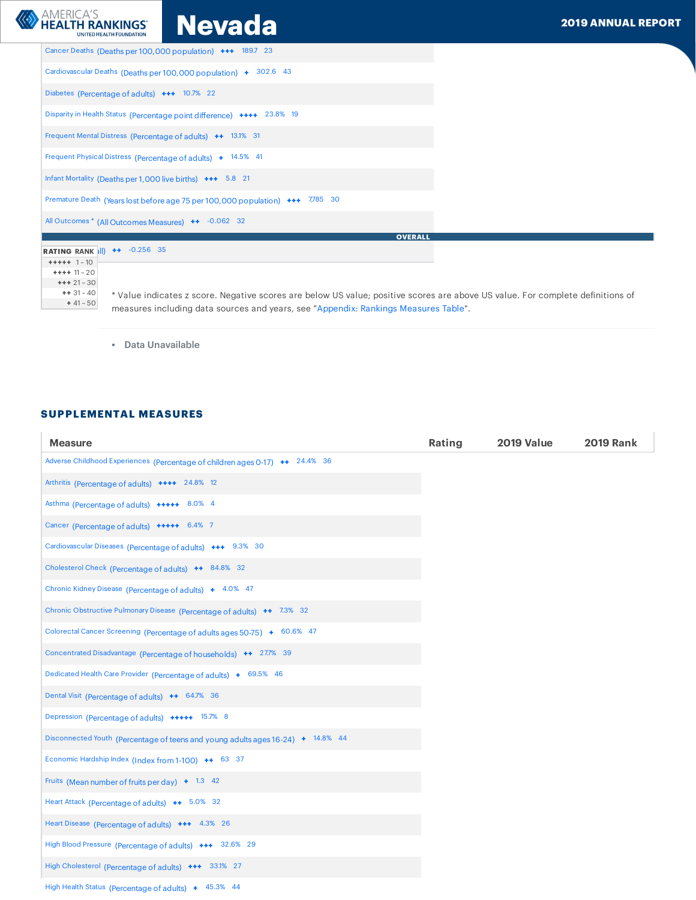| Measure | Rating | 2019 Value | 2019 Rank |
|---|---|---|---|
| Cancer Deaths (Deaths per 100,000 population) | +++ | 189.7 | 23 |
| Cardiovascular Deaths (Deaths per 100,000 population) | + | 302.6 | 43 |
| Diabetes (Percentage of adults) | +++ | 10.7% | 22 |
| Disparity in Health Status (Percentage point difference) | ++++ | 23.8% | 19 |
| Frequent Mental Distress (Percentage of adults) | ++ | 13.1% | 31 |
| Frequent Physical Distress (Percentage of adults) | + | 14.5% | 41 |
| Infant Mortality (Deaths per 1,000 live births) | +++ | 5.8 | 21 |
| Premature Death (Years lost before age 75 per 100,000 population) | +++ | 7,785 | 30 |
| All Outcomes * (All Outcomes Measures) | ++ | -0.062 | 32 |

**OVERALL**

| Measure | Rating | 2019 Value | 2019 Rank |
|---|---|---|---|
| (Overall) | ++ | -0.256 | 35 |

| RATING | RANK |
|---|---|
| +++++ | 1 – 10 |
| ++++ | 11 – 20 |
| +++ | 21 – 30 |
| ++ | 31 – 40 |
| + | 41 – 50 |

* Value indicates z score. Negative scores are below US value; positive scores are above US value. For complete definitions of measures including data sources and years, see "Appendix: Rankings Measures Table".

- Data Unavailable

## SUPPLEMENTAL MEASURES

| Measure | Rating | 2019 Value | 2019 Rank |
|---|---|---|---|
| Adverse Childhood Experiences (Percentage of children ages 0-17) | ++ | 24.4% | 36 |
| Arthritis (Percentage of adults) | ++++ | 24.8% | 12 |
| Asthma (Percentage of adults) | +++++ | 8.0% | 4 |
| Cancer (Percentage of adults) | +++++ | 6.4% | 7 |
| Cardiovascular Diseases (Percentage of adults) | +++ | 9.3% | 30 |
| Cholesterol Check (Percentage of adults) | ++ | 84.8% | 32 |
| Chronic Kidney Disease (Percentage of adults) | + | 4.0% | 47 |
| Chronic Obstructive Pulmonary Disease (Percentage of adults) | ++ | 7.3% | 32 |
| Colorectal Cancer Screening (Percentage of adults ages 50-75) | + | 60.6% | 47 |
| Concentrated Disadvantage (Percentage of households) | ++ | 27.7% | 39 |
| Dedicated Health Care Provider (Percentage of adults) | + | 69.5% | 46 |
| Dental Visit (Percentage of adults) | ++ | 64.7% | 36 |
| Depression (Percentage of adults) | +++++ | 15.7% | 8 |
| Disconnected Youth (Percentage of teens and young adults ages 16-24) | + | 14.8% | 44 |
| Economic Hardship Index (Index from 1-100) | ++ | 63 | 37 |
| Fruits (Mean number of fruits per day) | + | 1.3 | 42 |
| Heart Attack (Percentage of adults) | ++ | 5.0% | 32 |
| Heart Disease (Percentage of adults) | +++ | 4.3% | 26 |
| High Blood Pressure (Percentage of adults) | +++ | 32.6% | 29 |
| High Cholesterol (Percentage of adults) | +++ | 33.1% | 27 |
| High Health Status (Percentage of adults) | + | 45.3% | 44 |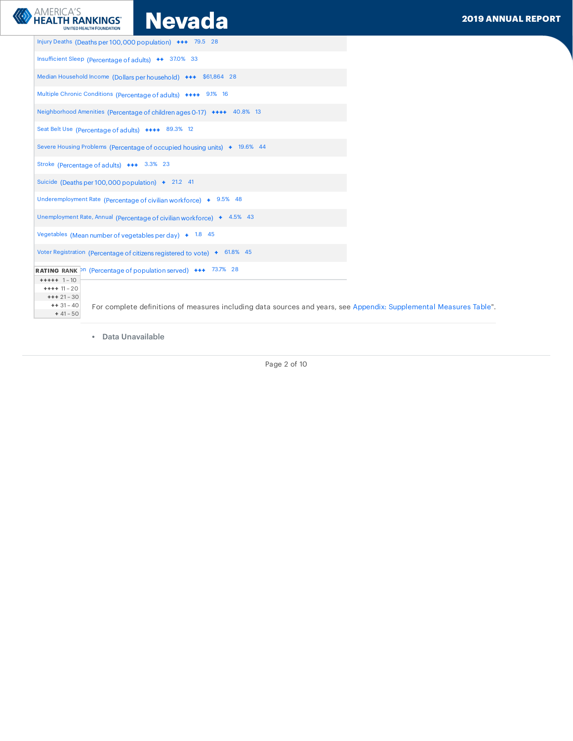| Measure | Unit | Rating | Value | Rank |
|---|---|---|---|---|
| Injury Deaths | (Deaths per 100,000 population) | +++ | 79.5 | 28 |
| Insufficient Sleep | (Percentage of adults) | ++ | 37.0% | 33 |
| Median Household Income | (Dollars per household) | +++ | $61,864 | 28 |
| Multiple Chronic Conditions | (Percentage of adults) | ++++ | 9.1% | 16 |
| Neighborhood Amenities | (Percentage of children ages 0-17) | ++++ | 40.8% | 13 |
| Seat Belt Use | (Percentage of adults) | ++++ | 89.3% | 12 |
| Severe Housing Problems | (Percentage of occupied housing units) | + | 19.6% | 44 |
| Stroke | (Percentage of adults) | +++ | 3.3% | 23 |
| Suicide | (Deaths per 100,000 population) | + | 21.2 | 41 |
| Underemployment Rate | (Percentage of civilian workforce) | + | 9.5% | 48 |
| Unemployment Rate, Annual | (Percentage of civilian workforce) | + | 4.5% | 43 |
| Vegetables | (Mean number of vegetables per day) | + | 1.8 | 45 |
| Voter Registration | (Percentage of citizens registered to vote) | + | 61.8% | 45 |
| ...on | (Percentage of population served) | +++ | 73.7% | 28 |

| RATING | RANK |
|---|---|
| +++++ | 1 – 10 |
| ++++ | 11 – 20 |
| +++ | 21 – 30 |
| ++ | 31 – 40 |
| + | 41 – 50 |

For complete definitions of measures including data sources and years, see Appendix: Supplemental Measures Table".

- **Data Unavailable**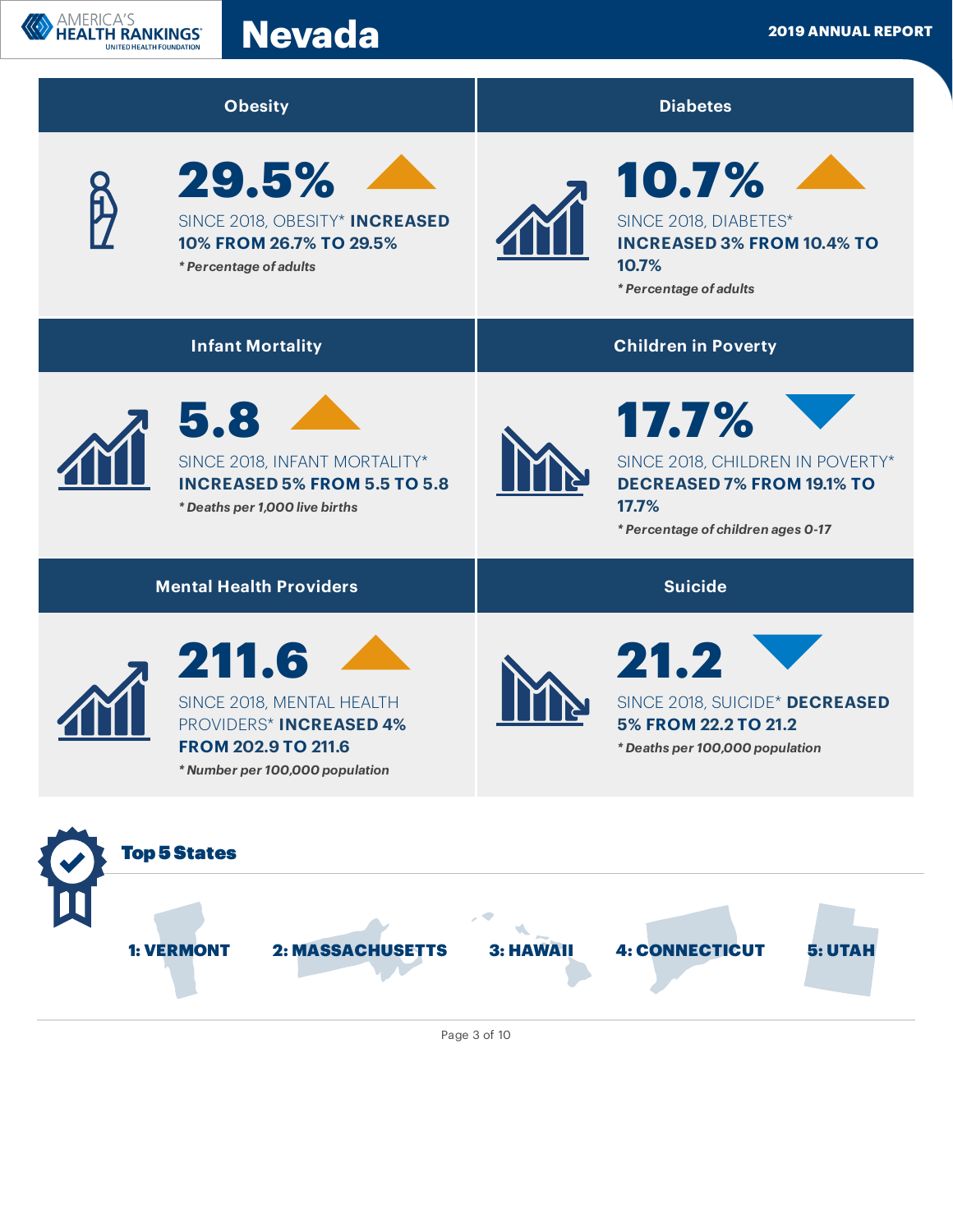# Nevada

2019 ANNUAL REPORT

## Obesity

**29.5%**

SINCE 2018, OBESITY* **INCREASED 10% FROM 26.7% TO 29.5%**

*** Percentage of adults***

## Diabetes

**10.7%**

SINCE 2018, DIABETES* **INCREASED 3% FROM 10.4% TO 10.7%**

*** Percentage of adults***

## Infant Mortality

**5.8**

SINCE 2018, INFANT MORTALITY* **INCREASED 5% FROM 5.5 TO 5.8**

*** Deaths per 1,000 live births***

## Children in Poverty

**17.7%**

SINCE 2018, CHILDREN IN POVERTY* **DECREASED 7% FROM 19.1% TO 17.7%**

*** Percentage of children ages 0-17***

## Mental Health Providers

**211.6**

SINCE 2018, MENTAL HEALTH PROVIDERS* **INCREASED 4% FROM 202.9 TO 211.6**

*** Number per 100,000 population***

## Suicide

**21.2**

SINCE 2018, SUICIDE* **DECREASED 5% FROM 22.2 TO 21.2**

*** Deaths per 100,000 population***

## Top 5 States

**1: VERMONT** **2: MASSACHUSETTS** **3: HAWAII** **4: CONNECTICUT** **5: UTAH**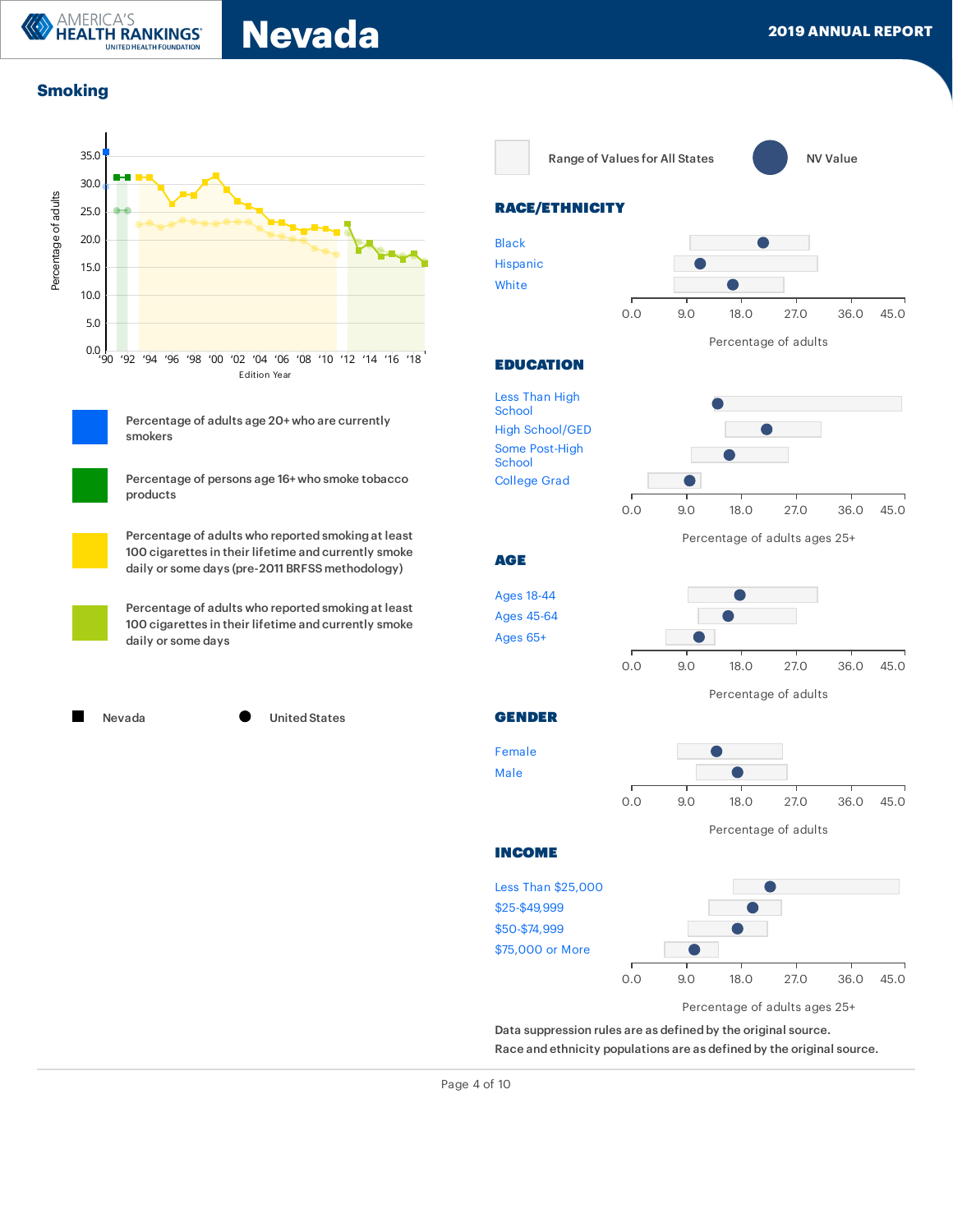# Nevada

**2019 ANNUAL REPORT**

## Smoking

Percentage of adults

35.0
30.0
25.0
20.0
15.0
10.0
5.0
0.0

'90 '92 '94 '96 '98 '00 '02 '04 '06 '08 '10 '12 '14 '16 '18

Edition Year

- Percentage of adults age 20+ who are currently smokers
- Percentage of persons age 16+ who smoke tobacco products
- Percentage of adults who reported smoking at least 100 cigarettes in their lifetime and currently smoke daily or some days (pre-2011 BRFSS methodology)
- Percentage of adults who reported smoking at least 100 cigarettes in their lifetime and currently smoke daily or some days

■ Nevada ● United States

Range of Values for All States ● NV Value

### RACE/ETHNICITY

Black
Hispanic
White

0.0 9.0 18.0 27.0 36.0 45.0

Percentage of adults

### EDUCATION

Less Than High School
High School/GED
Some Post-High School
College Grad

0.0 9.0 18.0 27.0 36.0 45.0

Percentage of adults ages 25+

### AGE

Ages 18-44
Ages 45-64
Ages 65+

0.0 9.0 18.0 27.0 36.0 45.0

Percentage of adults

### GENDER

Female
Male

0.0 9.0 18.0 27.0 36.0 45.0

Percentage of adults

### INCOME

Less Than $25,000
$25-$49,999
$50-$74,999
$75,000 or More

0.0 9.0 18.0 27.0 36.0 45.0

Percentage of adults ages 25+

Data suppression rules are as defined by the original source.
Race and ethnicity populations are as defined by the original source.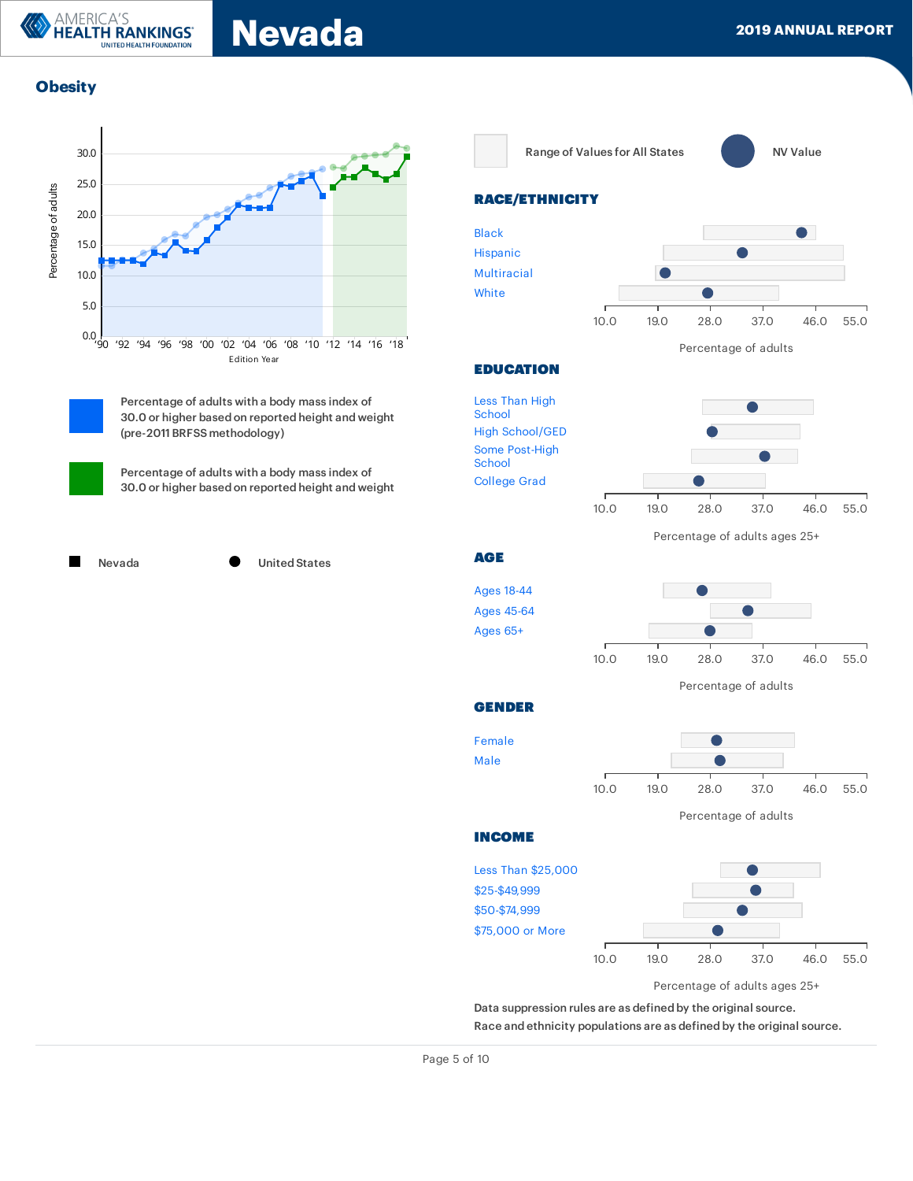## Obesity

Percentage of adults

Edition Year

Percentage of adults with a body mass index of 30.0 or higher based on reported height and weight (pre-2011 BRFSS methodology)

Percentage of adults with a body mass index of 30.0 or higher based on reported height and weight

Nevada — United States

Range of Values for All States — NV Value

### RACE/ETHNICITY

Black
Hispanic
Multiracial
White

Percentage of adults

### EDUCATION

Less Than High School
High School/GED
Some Post-High School
College Grad

Percentage of adults ages 25+

### AGE

Ages 18-44
Ages 45-64
Ages 65+

Percentage of adults

### GENDER

Female
Male

Percentage of adults

### INCOME

Less Than $25,000
$25-$49,999
$50-$74,999
$75,000 or More

Percentage of adults ages 25+

Data suppression rules are as defined by the original source.
Race and ethnicity populations are as defined by the original source.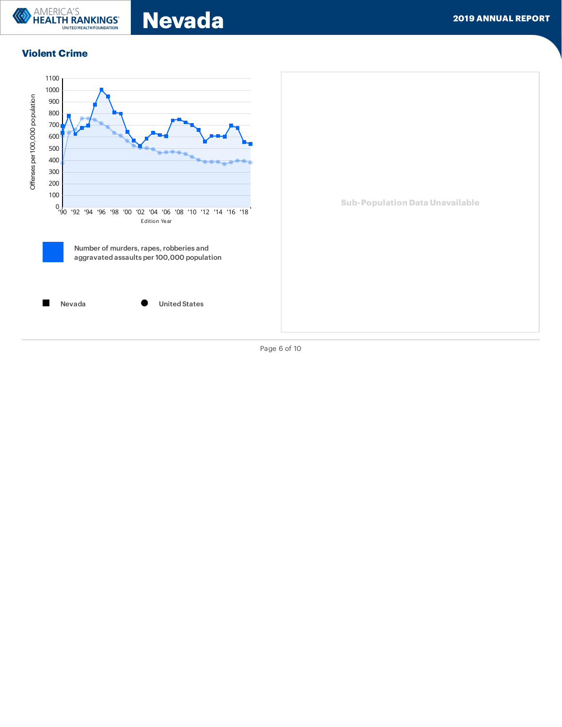## Violent Crime

Offenses per 100,000 population

Edition Year

Number of murders, rapes, robberies and aggravated assaults per 100,000 population

Nevada

United States

Sub-Population Data Unavailable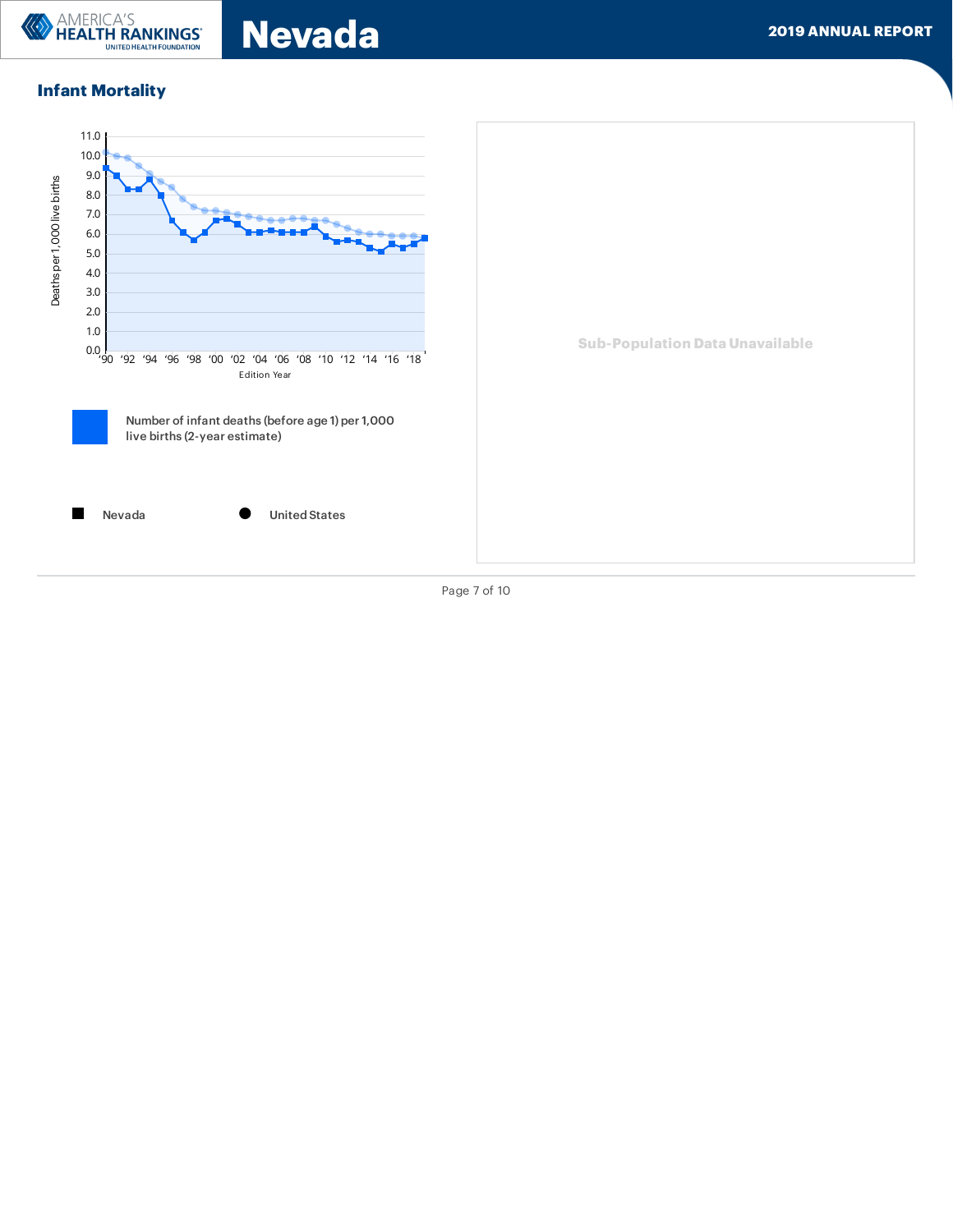## Infant Mortality

Deaths per 1,000 live births

Edition Year

Number of infant deaths (before age 1) per 1,000 live births (2-year estimate)

■ Nevada ● United States

Sub-Population Data Unavailable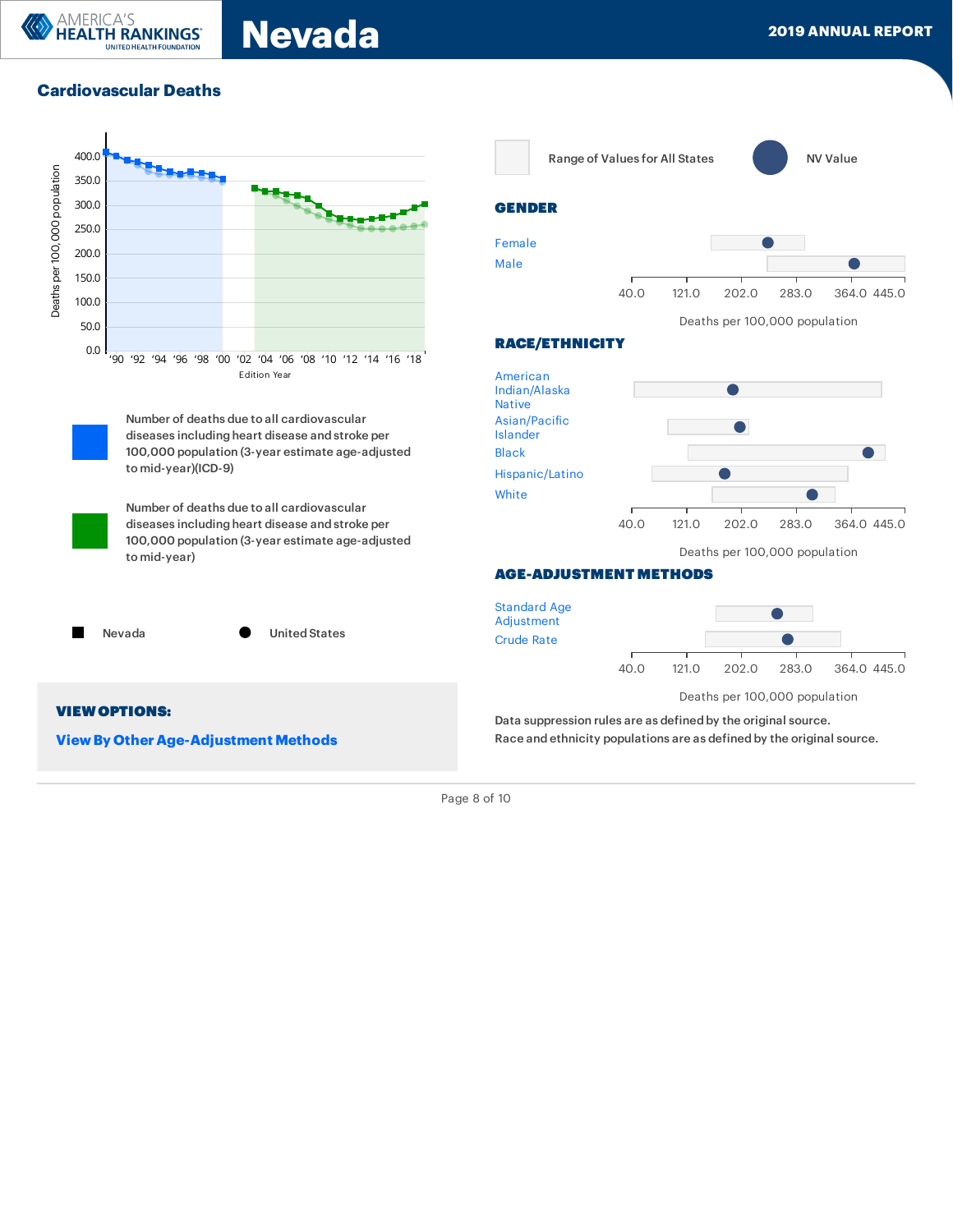## Cardiovascular Deaths

Deaths per 100,000 population

400.0
350.0
300.0
250.0
200.0
150.0
100.0
50.0
0.0

'90 '92 '94 '96 '98 '00 '02 '04 '06 '08 '10 '12 '14 '16 '18

Edition Year

Number of deaths due to all cardiovascular diseases including heart disease and stroke per 100,000 population (3-year estimate age-adjusted to mid-year)(ICD-9)

Number of deaths due to all cardiovascular diseases including heart disease and stroke per 100,000 population (3-year estimate age-adjusted to mid-year)

Nevada

United States

**VIEW OPTIONS:**

**View By Other Age-Adjustment Methods**

Range of Values for All States

NV Value

### GENDER

Female

Male

40.0 121.0 202.0 283.0 364.0 445.0

Deaths per 100,000 population

### RACE/ETHNICITY

American Indian/Alaska Native

Asian/Pacific Islander

Black

Hispanic/Latino

White

40.0 121.0 202.0 283.0 364.0 445.0

Deaths per 100,000 population

### AGE-ADJUSTMENT METHODS

Standard Age Adjustment

Crude Rate

40.0 121.0 202.0 283.0 364.0 445.0

Deaths per 100,000 population

Data suppression rules are as defined by the original source.
Race and ethnicity populations are as defined by the original source.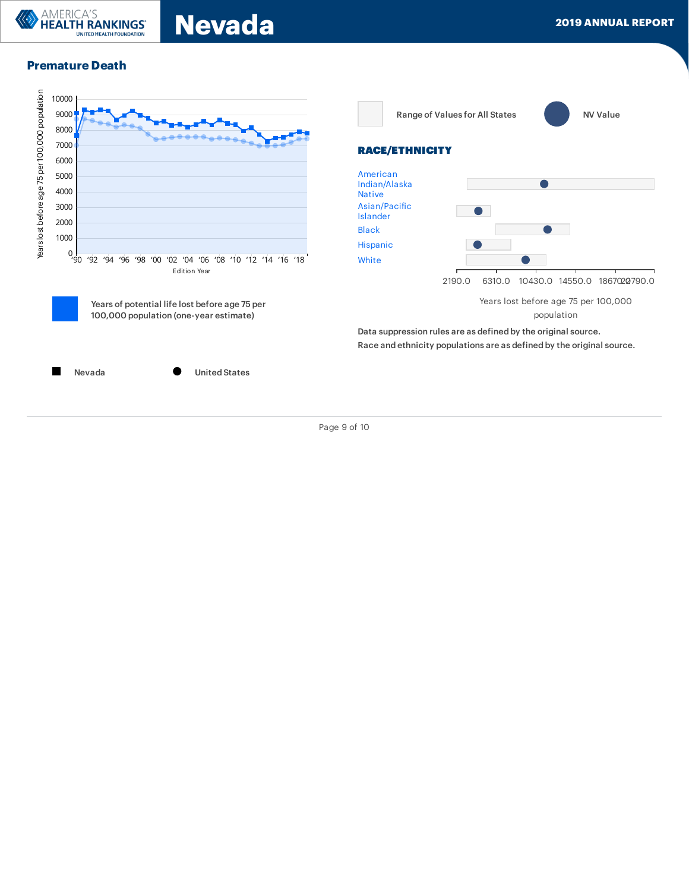## Premature Death

Years lost before age 75 per 100,000 population

Edition Year

Years of potential life lost before age 75 per 100,000 population (one-year estimate)

Nevada

United States

Range of Values for All States

NV Value

### RACE/ETHNICITY

American Indian/Alaska Native

Asian/Pacific Islander

Black

Hispanic

White

2190.0 6310.0 10430.0 14550.0 18670.0 22790.0

Years lost before age 75 per 100,000 population

Data suppression rules are as defined by the original source.

Race and ethnicity populations are as defined by the original source.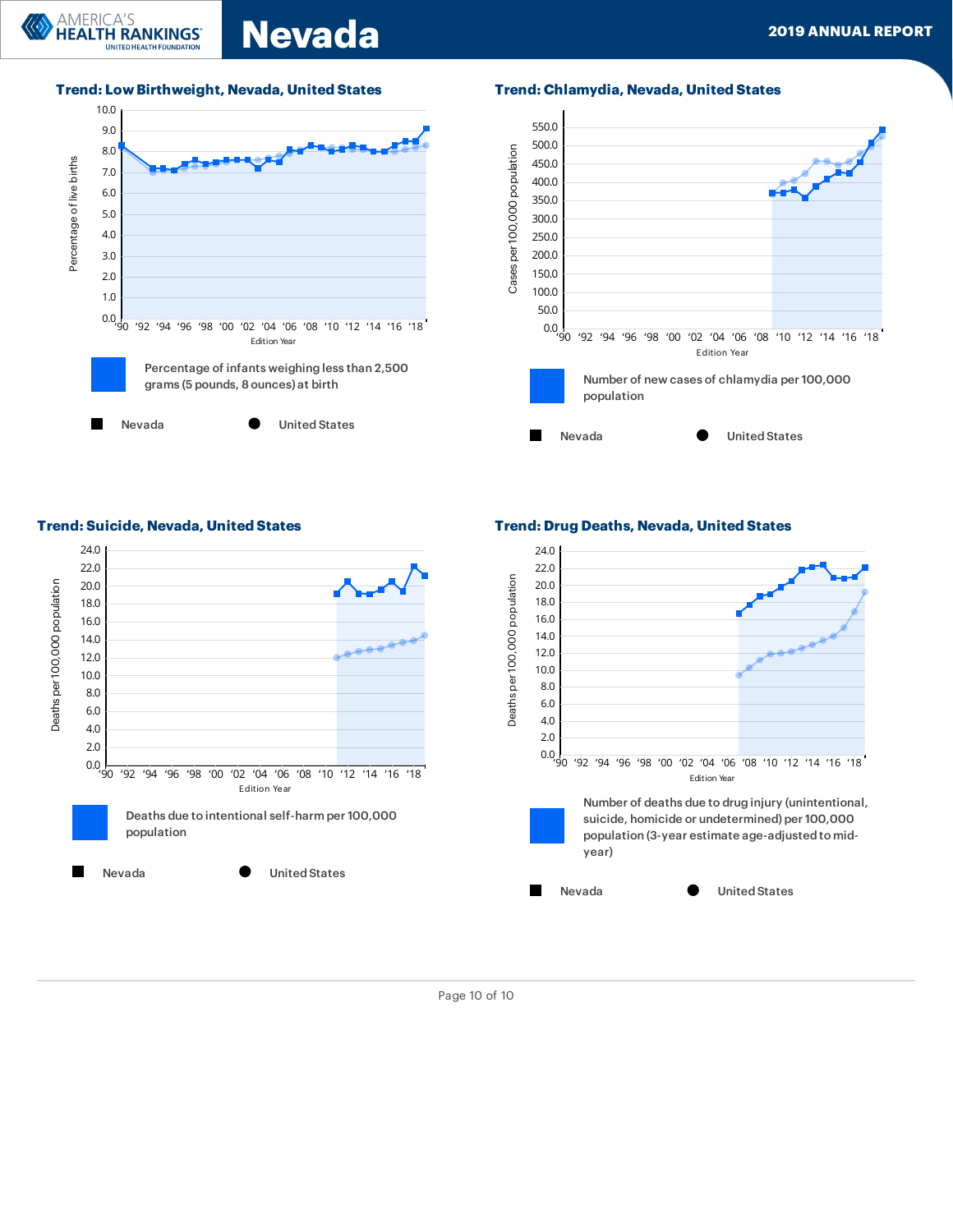# Nevada

2019 ANNUAL REPORT

### Trend: Low Birthweight, Nevada, United States

Percentage of live births

10.0
9.0
8.0
7.0
6.0
5.0
4.0
3.0
2.0
1.0
0.0

'90 '92 '94 '96 '98 '00 '02 '04 '06 '08 '10 '12 '14 '16 '18

Edition Year

Percentage of infants weighing less than 2,500 grams (5 pounds, 8 ounces) at birth

Nevada United States

### Trend: Chlamydia, Nevada, United States

Cases per 100,000 population

550.0
500.0
450.0
400.0
350.0
300.0
250.0
200.0
150.0
100.0
50.0
0.0

'90 '92 '94 '96 '98 '00 '02 '04 '06 '08 '10 '12 '14 '16 '18

Edition Year

Number of new cases of chlamydia per 100,000 population

Nevada United States

### Trend: Suicide, Nevada, United States

Deaths per 100,000 population

24.0
22.0
20.0
18.0
16.0
14.0
12.0
10.0
8.0
6.0
4.0
2.0
0.0

'90 '92 '94 '96 '98 '00 '02 '04 '06 '08 '10 '12 '14 '16 '18

Edition Year

Deaths due to intentional self-harm per 100,000 population

Nevada United States

### Trend: Drug Deaths, Nevada, United States

Deaths per 100,000 population

24.0
22.0
20.0
18.0
16.0
14.0
12.0
10.0
8.0
6.0
4.0
2.0
0.0

'90 '92 '94 '96 '98 '00 '02 '04 '06 '08 '10 '12 '14 '16 '18

Edition Year

Number of deaths due to drug injury (unintentional, suicide, homicide or undetermined) per 100,000 population (3-year estimate age-adjusted to mid-year)

Nevada United States